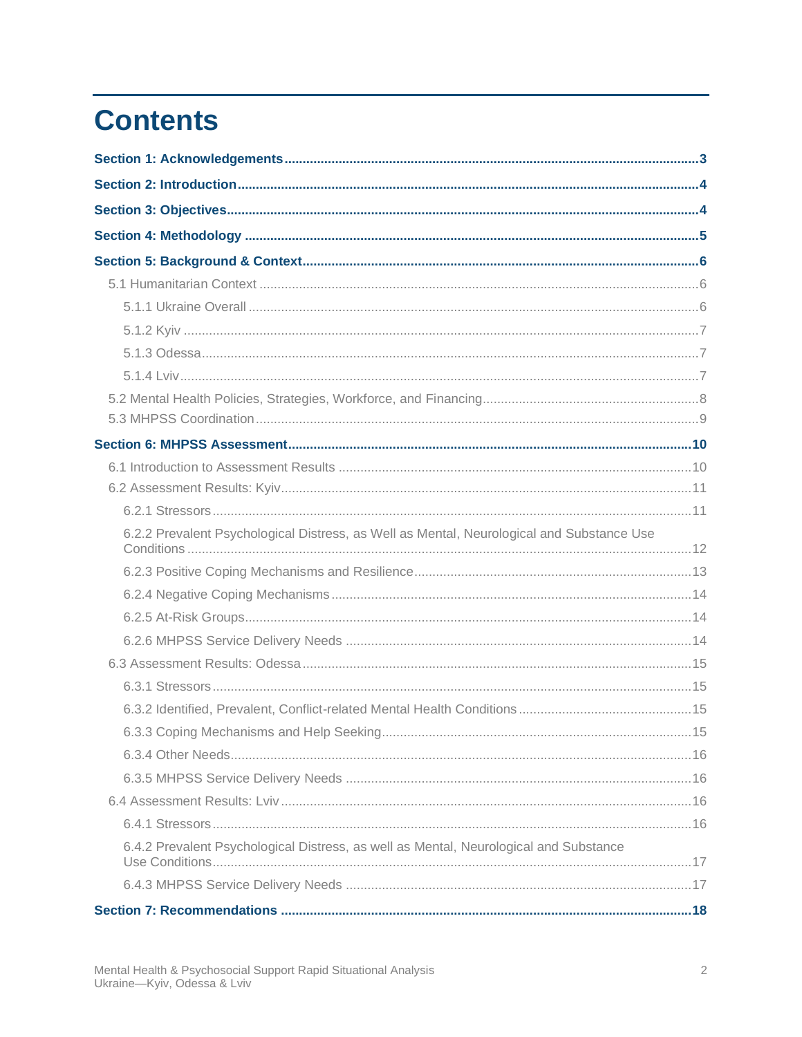# Contents

**Section 1: Acknowledgements** ........................................................................................................ **3**

**Section 2: Introduction** .................................................................................................................. **4**

**Section 3: Objectives** ...................................................................................................................... **4**

**Section 4: Methodology** .................................................................................................................. **5**

**Section 5: Background & Context** ................................................................................................. **6**

- 5.1 Humanitarian Context ................................................................................................................ 6
  - 5.1.1 Ukraine Overall ................................................................................................................... 6
  - 5.1.2 Kyiv ..................................................................................................................................... 7
  - 5.1.3 Odessa ................................................................................................................................ 7
  - 5.1.4 Lviv ..................................................................................................................................... 7
- 5.2 Mental Health Policies, Strategies, Workforce, and Financing ................................................... 8
- 5.3 MHPSS Coordination ................................................................................................................. 9

**Section 6: MHPSS Assessment** .................................................................................................... **10**

- 6.1 Introduction to Assessment Results ......................................................................................... 10
- 6.2 Assessment Results: Kyiv ......................................................................................................... 11
  - 6.2.1 Stressors ........................................................................................................................... 11
  - 6.2.2 Prevalent Psychological Distress, as Well as Mental, Neurological and Substance Use Conditions ................................................................................................................................. 12
  - 6.2.3 Positive Coping Mechanisms and Resilience .................................................................... 13
  - 6.2.4 Negative Coping Mechanisms ........................................................................................... 14
  - 6.2.5 At-Risk Groups .................................................................................................................. 14
  - 6.2.6 MHPSS Service Delivery Needs ....................................................................................... 14
- 6.3 Assessment Results: Odessa .................................................................................................... 15
  - 6.3.1 Stressors ........................................................................................................................... 15
  - 6.3.2 Identified, Prevalent, Conflict-related Mental Health Conditions ........................................ 15
  - 6.3.3 Coping Mechanisms and Help Seeking ............................................................................. 15
  - 6.3.4 Other Needs ...................................................................................................................... 16
  - 6.3.5 MHPSS Service Delivery Needs ....................................................................................... 16
- 6.4 Assessment Results: Lviv ......................................................................................................... 16
  - 6.4.1 Stressors ........................................................................................................................... 16
  - 6.4.2 Prevalent Psychological Distress, as well as Mental, Neurological and Substance Use Conditions ................................................................................................................................. 17
  - 6.4.3 MHPSS Service Delivery Needs ....................................................................................... 17

**Section 7: Recommendations** ....................................................................................................... **18**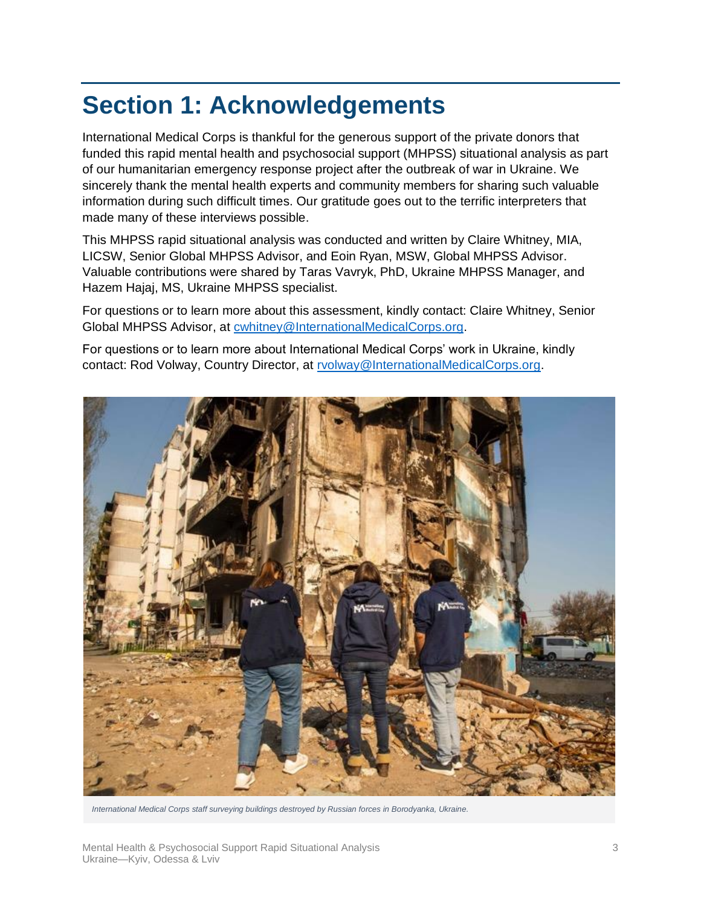# Section 1: Acknowledgements

International Medical Corps is thankful for the generous support of the private donors that funded this rapid mental health and psychosocial support (MHPSS) situational analysis as part of our humanitarian emergency response project after the outbreak of war in Ukraine. We sincerely thank the mental health experts and community members for sharing such valuable information during such difficult times. Our gratitude goes out to the terrific interpreters that made many of these interviews possible.

This MHPSS rapid situational analysis was conducted and written by Claire Whitney, MIA, LICSW, Senior Global MHPSS Advisor, and Eoin Ryan, MSW, Global MHPSS Advisor. Valuable contributions were shared by Taras Vavryk, PhD, Ukraine MHPSS Manager, and Hazem Hajaj, MS, Ukraine MHPSS specialist.

For questions or to learn more about this assessment, kindly contact: Claire Whitney, Senior Global MHPSS Advisor, at cwhitney@InternationalMedicalCorps.org.

For questions or to learn more about International Medical Corps' work in Ukraine, kindly contact: Rod Volway, Country Director, at rvolway@InternationalMedicalCorps.org.

*International Medical Corps staff surveying buildings destroyed by Russian forces in Borodyanka, Ukraine.*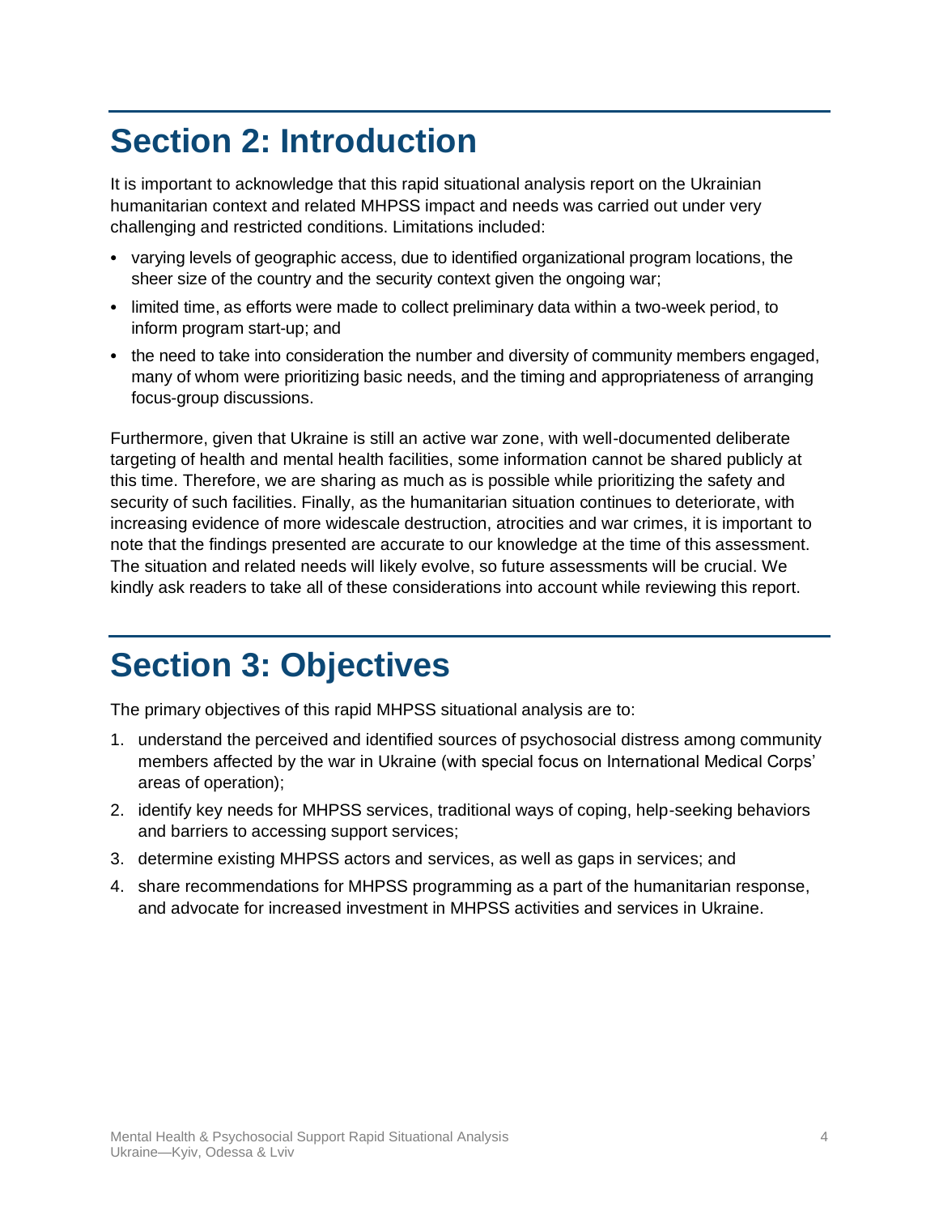# Section 2: Introduction

It is important to acknowledge that this rapid situational analysis report on the Ukrainian humanitarian context and related MHPSS impact and needs was carried out under very challenging and restricted conditions. Limitations included:

- varying levels of geographic access, due to identified organizational program locations, the sheer size of the country and the security context given the ongoing war;
- limited time, as efforts were made to collect preliminary data within a two-week period, to inform program start-up; and
- the need to take into consideration the number and diversity of community members engaged, many of whom were prioritizing basic needs, and the timing and appropriateness of arranging focus-group discussions.

Furthermore, given that Ukraine is still an active war zone, with well-documented deliberate targeting of health and mental health facilities, some information cannot be shared publicly at this time. Therefore, we are sharing as much as is possible while prioritizing the safety and security of such facilities. Finally, as the humanitarian situation continues to deteriorate, with increasing evidence of more widescale destruction, atrocities and war crimes, it is important to note that the findings presented are accurate to our knowledge at the time of this assessment. The situation and related needs will likely evolve, so future assessments will be crucial. We kindly ask readers to take all of these considerations into account while reviewing this report.

# Section 3: Objectives

The primary objectives of this rapid MHPSS situational analysis are to:

1. understand the perceived and identified sources of psychosocial distress among community members affected by the war in Ukraine (with special focus on International Medical Corps' areas of operation);
2. identify key needs for MHPSS services, traditional ways of coping, help-seeking behaviors and barriers to accessing support services;
3. determine existing MHPSS actors and services, as well as gaps in services; and
4. share recommendations for MHPSS programming as a part of the humanitarian response, and advocate for increased investment in MHPSS activities and services in Ukraine.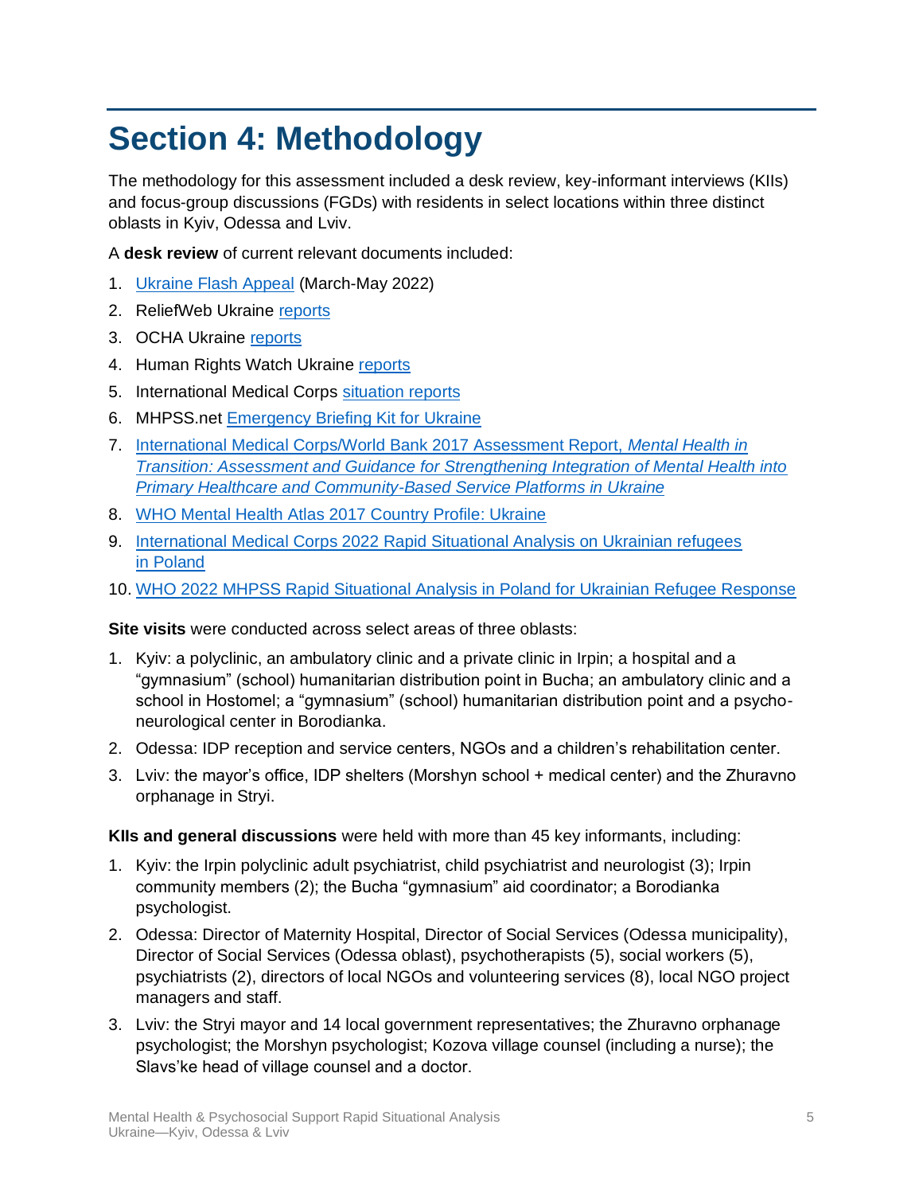# Section 4: Methodology

The methodology for this assessment included a desk review, key-informant interviews (KIIs) and focus-group discussions (FGDs) with residents in select locations within three distinct oblasts in Kyiv, Odessa and Lviv.

A **desk review** of current relevant documents included:

1. Ukraine Flash Appeal (March-May 2022)
2. ReliefWeb Ukraine reports
3. OCHA Ukraine reports
4. Human Rights Watch Ukraine reports
5. International Medical Corps situation reports
6. MHPSS.net Emergency Briefing Kit for Ukraine
7. International Medical Corps/World Bank 2017 Assessment Report, *Mental Health in Transition: Assessment and Guidance for Strengthening Integration of Mental Health into Primary Healthcare and Community-Based Service Platforms in Ukraine*
8. WHO Mental Health Atlas 2017 Country Profile: Ukraine
9. International Medical Corps 2022 Rapid Situational Analysis on Ukrainian refugees in Poland
10. WHO 2022 MHPSS Rapid Situational Analysis in Poland for Ukrainian Refugee Response

**Site visits** were conducted across select areas of three oblasts:

1. Kyiv: a polyclinic, an ambulatory clinic and a private clinic in Irpin; a hospital and a "gymnasium" (school) humanitarian distribution point in Bucha; an ambulatory clinic and a school in Hostomel; a "gymnasium" (school) humanitarian distribution point and a psycho-neurological center in Borodianka.
2. Odessa: IDP reception and service centers, NGOs and a children's rehabilitation center.
3. Lviv: the mayor's office, IDP shelters (Morshyn school + medical center) and the Zhuravno orphanage in Stryi.

**KIIs and general discussions** were held with more than 45 key informants, including:

1. Kyiv: the Irpin polyclinic adult psychiatrist, child psychiatrist and neurologist (3); Irpin community members (2); the Bucha "gymnasium" aid coordinator; a Borodianka psychologist.
2. Odessa: Director of Maternity Hospital, Director of Social Services (Odessa municipality), Director of Social Services (Odessa oblast), psychotherapists (5), social workers (5), psychiatrists (2), directors of local NGOs and volunteering services (8), local NGO project managers and staff.
3. Lviv: the Stryi mayor and 14 local government representatives; the Zhuravno orphanage psychologist; the Morshyn psychologist; Kozova village counsel (including a nurse); the Slavs'ke head of village counsel and a doctor.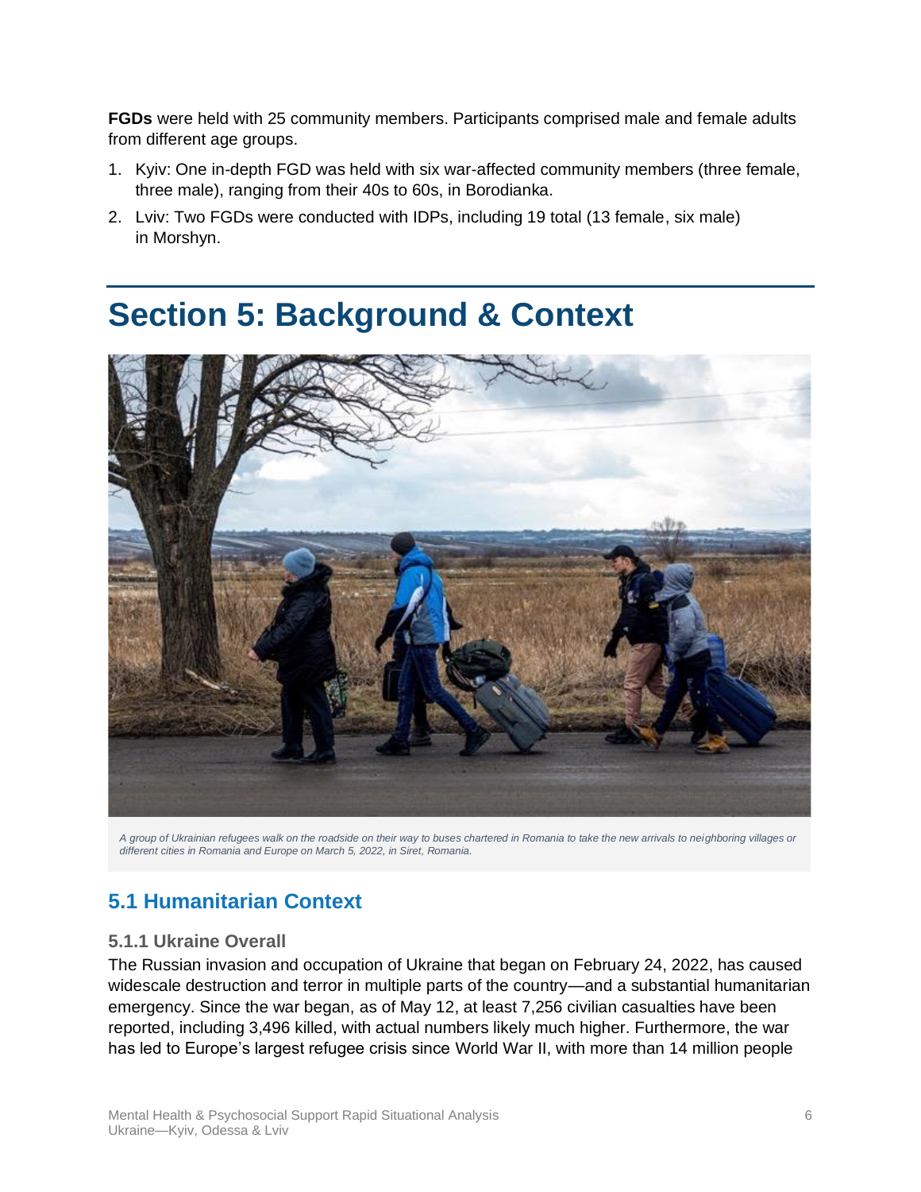**FGDs** were held with 25 community members. Participants comprised male and female adults from different age groups.

1. Kyiv: One in-depth FGD was held with six war-affected community members (three female, three male), ranging from their 40s to 60s, in Borodianka.
2. Lviv: Two FGDs were conducted with IDPs, including 19 total (13 female, six male) in Morshyn.

# Section 5: Background & Context

*A group of Ukrainian refugees walk on the roadside on their way to buses chartered in Romania to take the new arrivals to neighboring villages or different cities in Romania and Europe on March 5, 2022, in Siret, Romania.*

## 5.1 Humanitarian Context

### 5.1.1 Ukraine Overall

The Russian invasion and occupation of Ukraine that began on February 24, 2022, has caused widescale destruction and terror in multiple parts of the country—and a substantial humanitarian emergency. Since the war began, as of May 12, at least 7,256 civilian casualties have been reported, including 3,496 killed, with actual numbers likely much higher. Furthermore, the war has led to Europe's largest refugee crisis since World War II, with more than 14 million people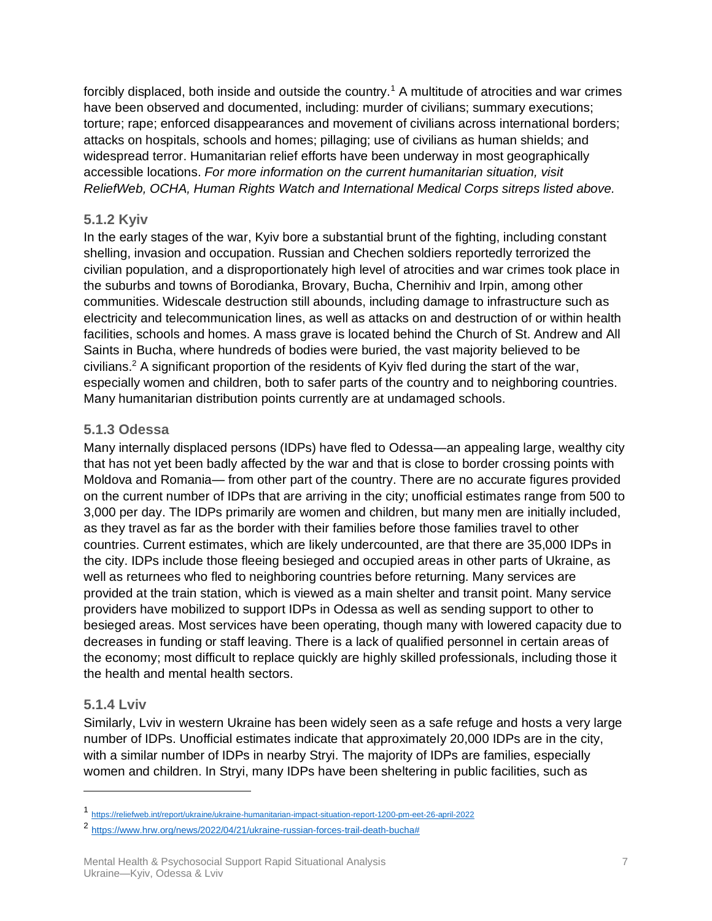forcibly displaced, both inside and outside the country.[1] A multitude of atrocities and war crimes have been observed and documented, including: murder of civilians; summary executions; torture; rape; enforced disappearances and movement of civilians across international borders; attacks on hospitals, schools and homes; pillaging; use of civilians as human shields; and widespread terror. Humanitarian relief efforts have been underway in most geographically accessible locations. *For more information on the current humanitarian situation, visit ReliefWeb, OCHA, Human Rights Watch and International Medical Corps sitreps listed above.*

### 5.1.2 Kyiv

In the early stages of the war, Kyiv bore a substantial brunt of the fighting, including constant shelling, invasion and occupation. Russian and Chechen soldiers reportedly terrorized the civilian population, and a disproportionately high level of atrocities and war crimes took place in the suburbs and towns of Borodianka, Brovary, Bucha, Chernihiv and Irpin, among other communities. Widescale destruction still abounds, including damage to infrastructure such as electricity and telecommunication lines, as well as attacks on and destruction of or within health facilities, schools and homes. A mass grave is located behind the Church of St. Andrew and All Saints in Bucha, where hundreds of bodies were buried, the vast majority believed to be civilians.[2] A significant proportion of the residents of Kyiv fled during the start of the war, especially women and children, both to safer parts of the country and to neighboring countries. Many humanitarian distribution points currently are at undamaged schools.

### 5.1.3 Odessa

Many internally displaced persons (IDPs) have fled to Odessa—an appealing large, wealthy city that has not yet been badly affected by the war and that is close to border crossing points with Moldova and Romania— from other part of the country. There are no accurate figures provided on the current number of IDPs that are arriving in the city; unofficial estimates range from 500 to 3,000 per day. The IDPs primarily are women and children, but many men are initially included, as they travel as far as the border with their families before those families travel to other countries. Current estimates, which are likely undercounted, are that there are 35,000 IDPs in the city. IDPs include those fleeing besieged and occupied areas in other parts of Ukraine, as well as returnees who fled to neighboring countries before returning. Many services are provided at the train station, which is viewed as a main shelter and transit point. Many service providers have mobilized to support IDPs in Odessa as well as sending support to other to besieged areas. Most services have been operating, though many with lowered capacity due to decreases in funding or staff leaving. There is a lack of qualified personnel in certain areas of the economy; most difficult to replace quickly are highly skilled professionals, including those it the health and mental health sectors.

### 5.1.4 Lviv

Similarly, Lviv in western Ukraine has been widely seen as a safe refuge and hosts a very large number of IDPs. Unofficial estimates indicate that approximately 20,000 IDPs are in the city, with a similar number of IDPs in nearby Stryi. The majority of IDPs are families, especially women and children. In Stryi, many IDPs have been sheltering in public facilities, such as

---

[1] https://reliefweb.int/report/ukraine/ukraine-humanitarian-impact-situation-report-1200-pm-eet-26-april-2022

[2] https://www.hrw.org/news/2022/04/21/ukraine-russian-forces-trail-death-bucha#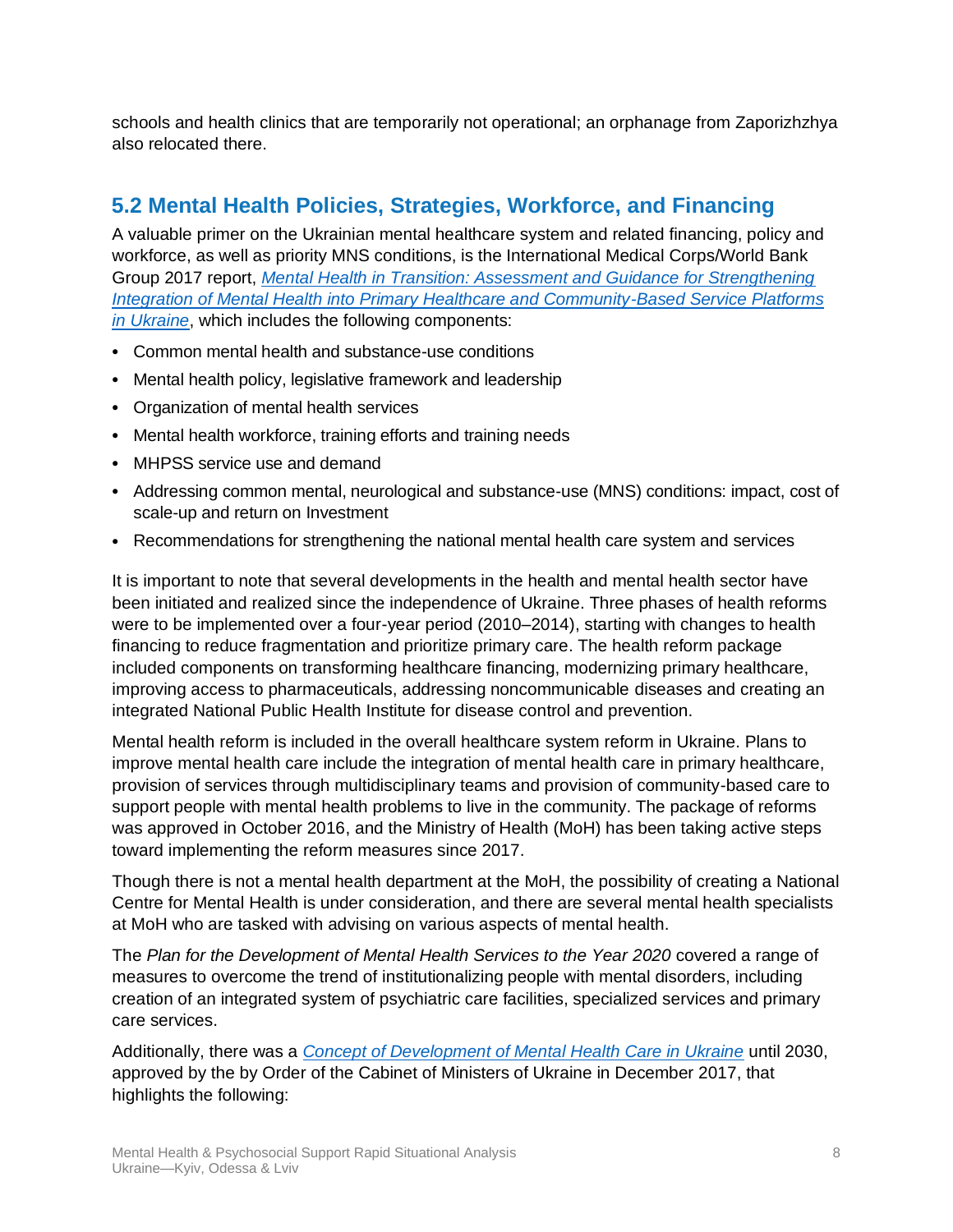schools and health clinics that are temporarily not operational; an orphanage from Zaporizhzhya also relocated there.

## 5.2 Mental Health Policies, Strategies, Workforce, and Financing

A valuable primer on the Ukrainian mental healthcare system and related financing, policy and workforce, as well as priority MNS conditions, is the International Medical Corps/World Bank Group 2017 report, *Mental Health in Transition: Assessment and Guidance for Strengthening Integration of Mental Health into Primary Healthcare and Community-Based Service Platforms in Ukraine*, which includes the following components:

- Common mental health and substance-use conditions
- Mental health policy, legislative framework and leadership
- Organization of mental health services
- Mental health workforce, training efforts and training needs
- MHPSS service use and demand
- Addressing common mental, neurological and substance-use (MNS) conditions: impact, cost of scale-up and return on Investment
- Recommendations for strengthening the national mental health care system and services

It is important to note that several developments in the health and mental health sector have been initiated and realized since the independence of Ukraine. Three phases of health reforms were to be implemented over a four-year period (2010–2014), starting with changes to health financing to reduce fragmentation and prioritize primary care. The health reform package included components on transforming healthcare financing, modernizing primary healthcare, improving access to pharmaceuticals, addressing noncommunicable diseases and creating an integrated National Public Health Institute for disease control and prevention.

Mental health reform is included in the overall healthcare system reform in Ukraine. Plans to improve mental health care include the integration of mental health care in primary healthcare, provision of services through multidisciplinary teams and provision of community-based care to support people with mental health problems to live in the community. The package of reforms was approved in October 2016, and the Ministry of Health (MoH) has been taking active steps toward implementing the reform measures since 2017.

Though there is not a mental health department at the MoH, the possibility of creating a National Centre for Mental Health is under consideration, and there are several mental health specialists at MoH who are tasked with advising on various aspects of mental health.

The *Plan for the Development of Mental Health Services to the Year 2020* covered a range of measures to overcome the trend of institutionalizing people with mental disorders, including creation of an integrated system of psychiatric care facilities, specialized services and primary care services.

Additionally, there was a *Concept of Development of Mental Health Care in Ukraine* until 2030, approved by the by Order of the Cabinet of Ministers of Ukraine in December 2017, that highlights the following: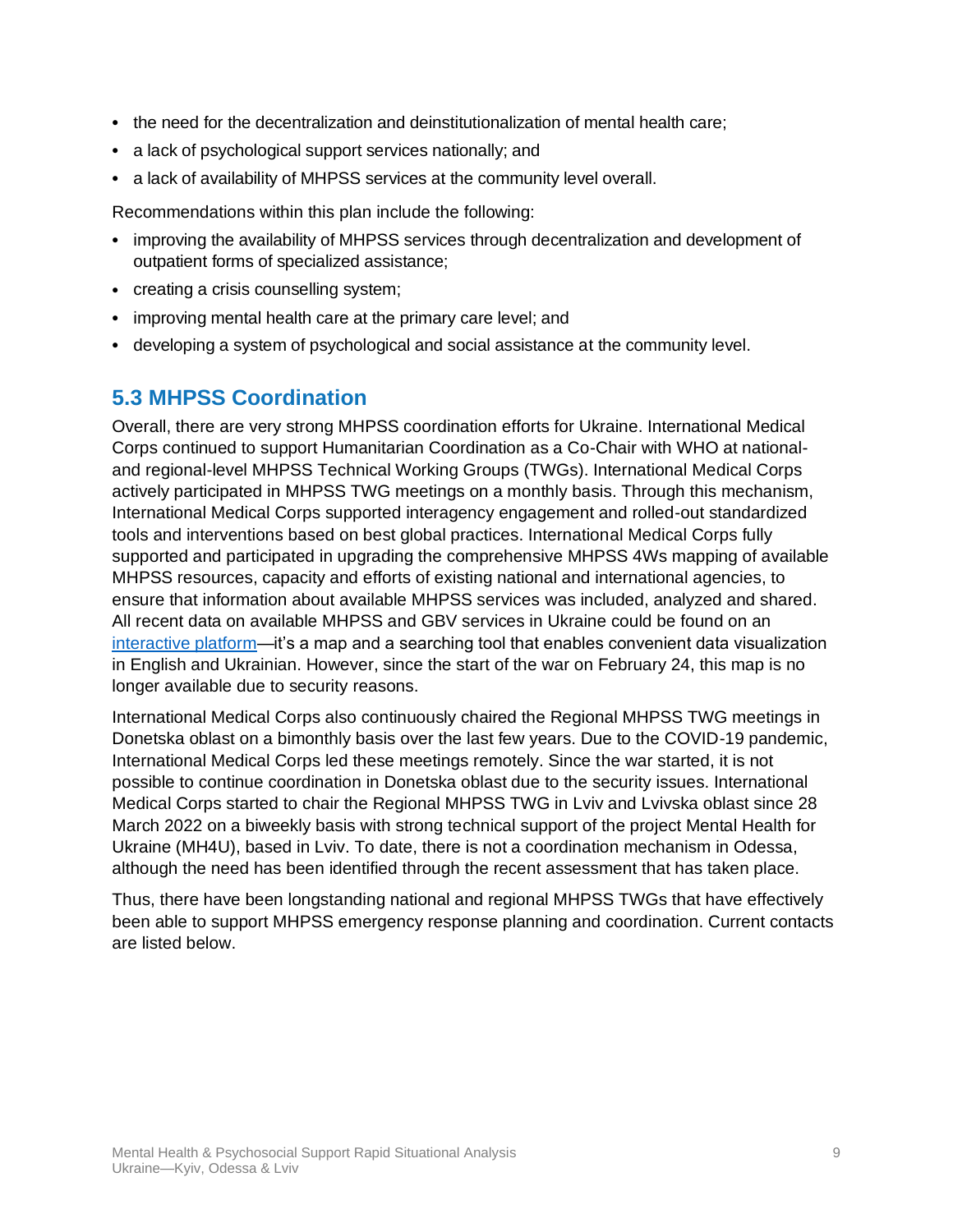- the need for the decentralization and deinstitutionalization of mental health care;
- a lack of psychological support services nationally; and
- a lack of availability of MHPSS services at the community level overall.

Recommendations within this plan include the following:

- improving the availability of MHPSS services through decentralization and development of outpatient forms of specialized assistance;
- creating a crisis counselling system;
- improving mental health care at the primary care level; and
- developing a system of psychological and social assistance at the community level.

## 5.3 MHPSS Coordination

Overall, there are very strong MHPSS coordination efforts for Ukraine. International Medical Corps continued to support Humanitarian Coordination as a Co-Chair with WHO at national- and regional-level MHPSS Technical Working Groups (TWGs). International Medical Corps actively participated in MHPSS TWG meetings on a monthly basis. Through this mechanism, International Medical Corps supported interagency engagement and rolled-out standardized tools and interventions based on best global practices. International Medical Corps fully supported and participated in upgrading the comprehensive MHPSS 4Ws mapping of available MHPSS resources, capacity and efforts of existing national and international agencies, to ensure that information about available MHPSS services was included, analyzed and shared. All recent data on available MHPSS and GBV services in Ukraine could be found on an interactive platform—it's a map and a searching tool that enables convenient data visualization in English and Ukrainian. However, since the start of the war on February 24, this map is no longer available due to security reasons.

International Medical Corps also continuously chaired the Regional MHPSS TWG meetings in Donetska oblast on a bimonthly basis over the last few years. Due to the COVID-19 pandemic, International Medical Corps led these meetings remotely. Since the war started, it is not possible to continue coordination in Donetska oblast due to the security issues. International Medical Corps started to chair the Regional MHPSS TWG in Lviv and Lvivska oblast since 28 March 2022 on a biweekly basis with strong technical support of the project Mental Health for Ukraine (MH4U), based in Lviv. To date, there is not a coordination mechanism in Odessa, although the need has been identified through the recent assessment that has taken place.

Thus, there have been longstanding national and regional MHPSS TWGs that have effectively been able to support MHPSS emergency response planning and coordination. Current contacts are listed below.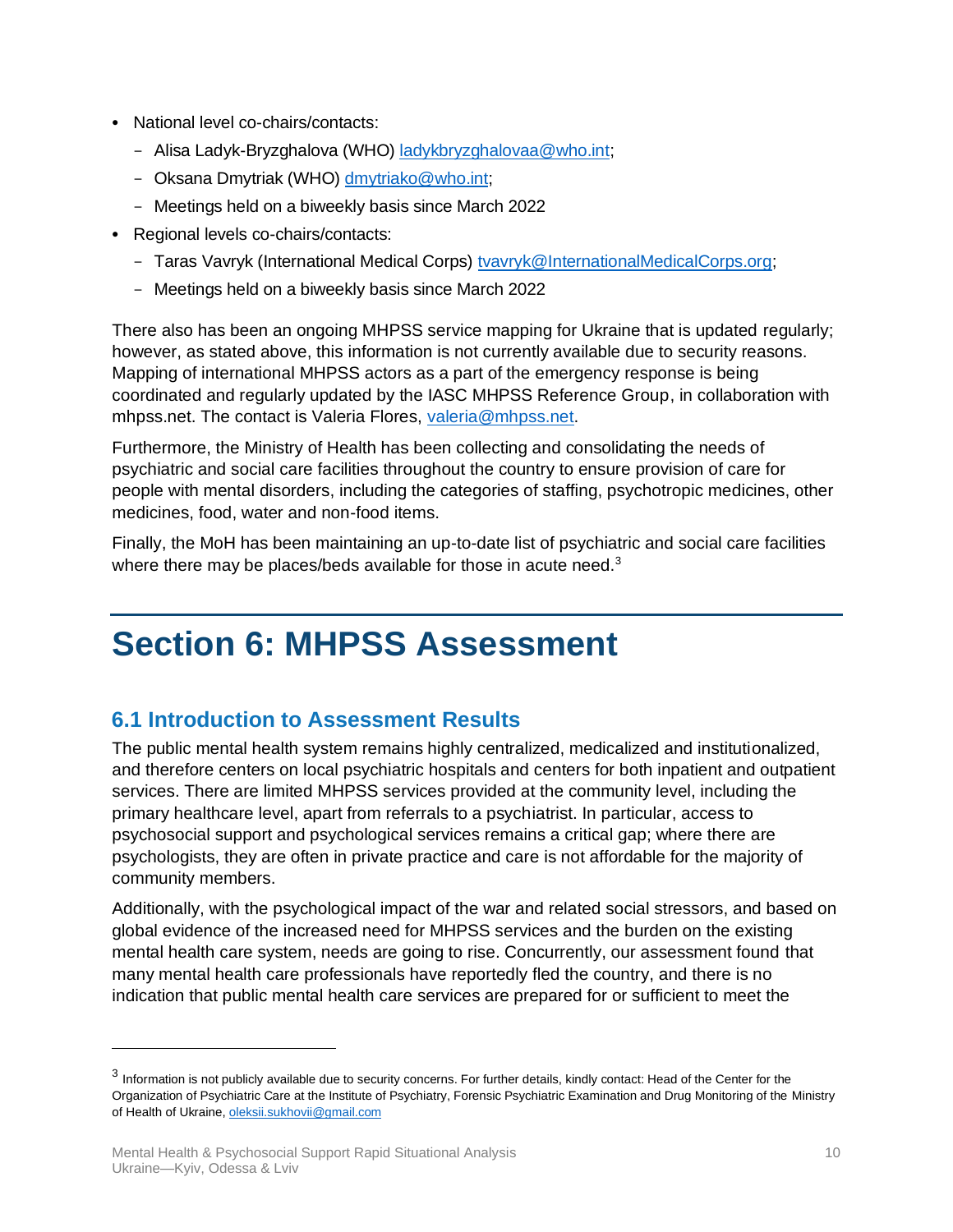- National level co-chairs/contacts:
  - Alisa Ladyk-Bryzghalova (WHO) ladykbryzghalovaa@who.int;
  - Oksana Dmytriak (WHO) dmytriako@who.int;
  - Meetings held on a biweekly basis since March 2022
- Regional levels co-chairs/contacts:
  - Taras Vavryk (International Medical Corps) tvavryk@InternationalMedicalCorps.org;
  - Meetings held on a biweekly basis since March 2022

There also has been an ongoing MHPSS service mapping for Ukraine that is updated regularly; however, as stated above, this information is not currently available due to security reasons. Mapping of international MHPSS actors as a part of the emergency response is being coordinated and regularly updated by the IASC MHPSS Reference Group, in collaboration with mhpss.net. The contact is Valeria Flores, valeria@mhpss.net.

Furthermore, the Ministry of Health has been collecting and consolidating the needs of psychiatric and social care facilities throughout the country to ensure provision of care for people with mental disorders, including the categories of staffing, psychotropic medicines, other medicines, food, water and non-food items.

Finally, the MoH has been maintaining an up-to-date list of psychiatric and social care facilities where there may be places/beds available for those in acute need.[3]

# Section 6: MHPSS Assessment

## 6.1 Introduction to Assessment Results

The public mental health system remains highly centralized, medicalized and institutionalized, and therefore centers on local psychiatric hospitals and centers for both inpatient and outpatient services. There are limited MHPSS services provided at the community level, including the primary healthcare level, apart from referrals to a psychiatrist. In particular, access to psychosocial support and psychological services remains a critical gap; where there are psychologists, they are often in private practice and care is not affordable for the majority of community members.

Additionally, with the psychological impact of the war and related social stressors, and based on global evidence of the increased need for MHPSS services and the burden on the existing mental health care system, needs are going to rise. Concurrently, our assessment found that many mental health care professionals have reportedly fled the country, and there is no indication that public mental health care services are prepared for or sufficient to meet the

---

[3] Information is not publicly available due to security concerns. For further details, kindly contact: Head of the Center for the Organization of Psychiatric Care at the Institute of Psychiatry, Forensic Psychiatric Examination and Drug Monitoring of the Ministry of Health of Ukraine, oleksii.sukhovii@gmail.com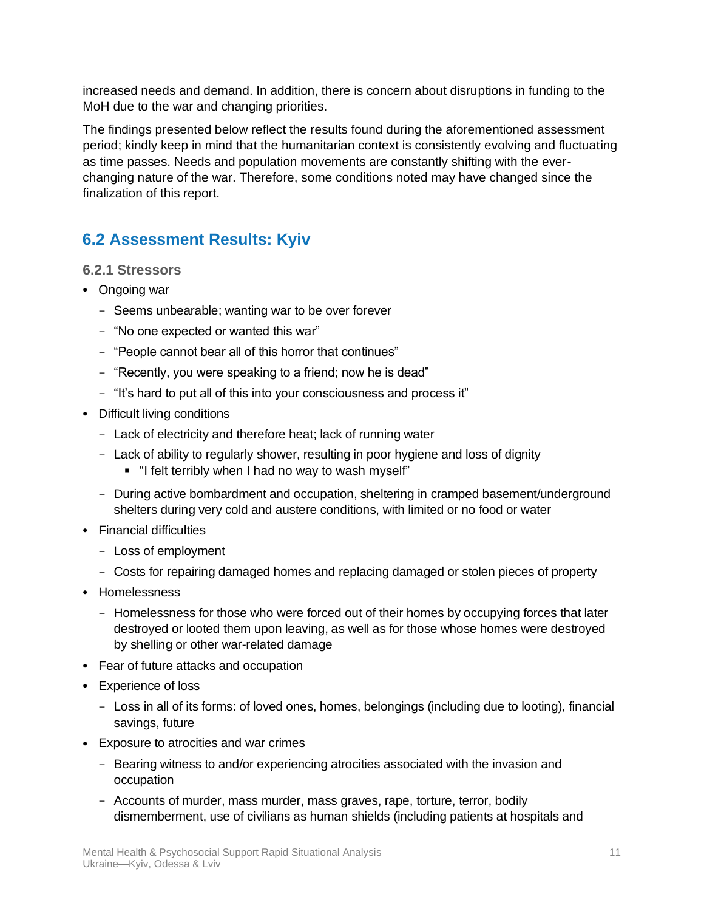increased needs and demand. In addition, there is concern about disruptions in funding to the MoH due to the war and changing priorities.

The findings presented below reflect the results found during the aforementioned assessment period; kindly keep in mind that the humanitarian context is consistently evolving and fluctuating as time passes. Needs and population movements are constantly shifting with the ever-changing nature of the war. Therefore, some conditions noted may have changed since the finalization of this report.

## 6.2 Assessment Results: Kyiv

### 6.2.1 Stressors

- Ongoing war
  - Seems unbearable; wanting war to be over forever
  - "No one expected or wanted this war"
  - "People cannot bear all of this horror that continues"
  - "Recently, you were speaking to a friend; now he is dead"
  - "It's hard to put all of this into your consciousness and process it"
- Difficult living conditions
  - Lack of electricity and therefore heat; lack of running water
  - Lack of ability to regularly shower, resulting in poor hygiene and loss of dignity
    - "I felt terribly when I had no way to wash myself"
  - During active bombardment and occupation, sheltering in cramped basement/underground shelters during very cold and austere conditions, with limited or no food or water
- Financial difficulties
  - Loss of employment
  - Costs for repairing damaged homes and replacing damaged or stolen pieces of property
- Homelessness
  - Homelessness for those who were forced out of their homes by occupying forces that later destroyed or looted them upon leaving, as well as for those whose homes were destroyed by shelling or other war-related damage
- Fear of future attacks and occupation
- Experience of loss
  - Loss in all of its forms: of loved ones, homes, belongings (including due to looting), financial savings, future
- Exposure to atrocities and war crimes
  - Bearing witness to and/or experiencing atrocities associated with the invasion and occupation
  - Accounts of murder, mass murder, mass graves, rape, torture, terror, bodily dismemberment, use of civilians as human shields (including patients at hospitals and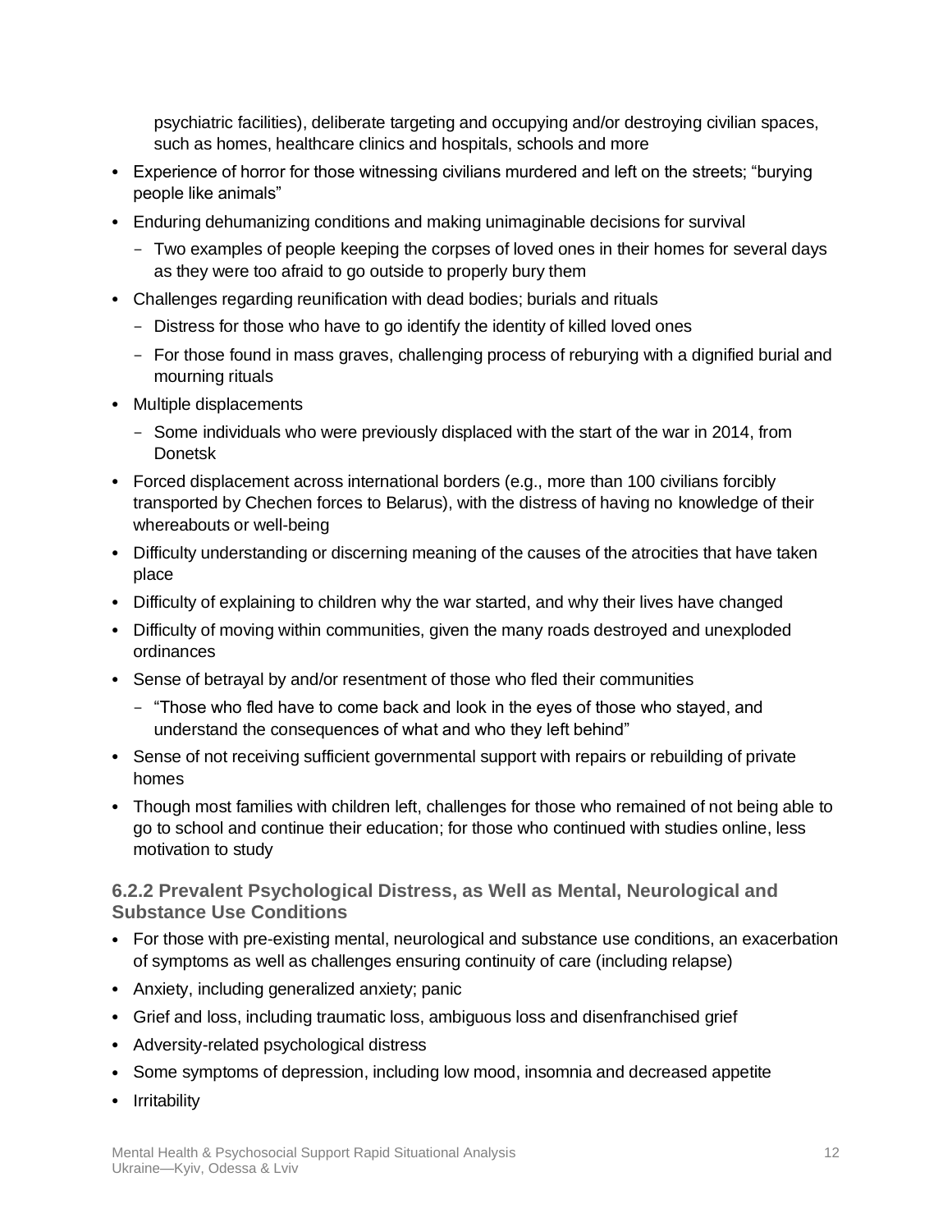psychiatric facilities), deliberate targeting and occupying and/or destroying civilian spaces, such as homes, healthcare clinics and hospitals, schools and more

- Experience of horror for those witnessing civilians murdered and left on the streets; "burying people like animals"
- Enduring dehumanizing conditions and making unimaginable decisions for survival
  - Two examples of people keeping the corpses of loved ones in their homes for several days as they were too afraid to go outside to properly bury them
- Challenges regarding reunification with dead bodies; burials and rituals
  - Distress for those who have to go identify the identity of killed loved ones
  - For those found in mass graves, challenging process of reburying with a dignified burial and mourning rituals
- Multiple displacements
  - Some individuals who were previously displaced with the start of the war in 2014, from Donetsk
- Forced displacement across international borders (e.g., more than 100 civilians forcibly transported by Chechen forces to Belarus), with the distress of having no knowledge of their whereabouts or well-being
- Difficulty understanding or discerning meaning of the causes of the atrocities that have taken place
- Difficulty of explaining to children why the war started, and why their lives have changed
- Difficulty of moving within communities, given the many roads destroyed and unexploded ordinances
- Sense of betrayal by and/or resentment of those who fled their communities
  - "Those who fled have to come back and look in the eyes of those who stayed, and understand the consequences of what and who they left behind"
- Sense of not receiving sufficient governmental support with repairs or rebuilding of private homes
- Though most families with children left, challenges for those who remained of not being able to go to school and continue their education; for those who continued with studies online, less motivation to study

### 6.2.2 Prevalent Psychological Distress, as Well as Mental, Neurological and Substance Use Conditions

- For those with pre-existing mental, neurological and substance use conditions, an exacerbation of symptoms as well as challenges ensuring continuity of care (including relapse)
- Anxiety, including generalized anxiety; panic
- Grief and loss, including traumatic loss, ambiguous loss and disenfranchised grief
- Adversity-related psychological distress
- Some symptoms of depression, including low mood, insomnia and decreased appetite
- Irritability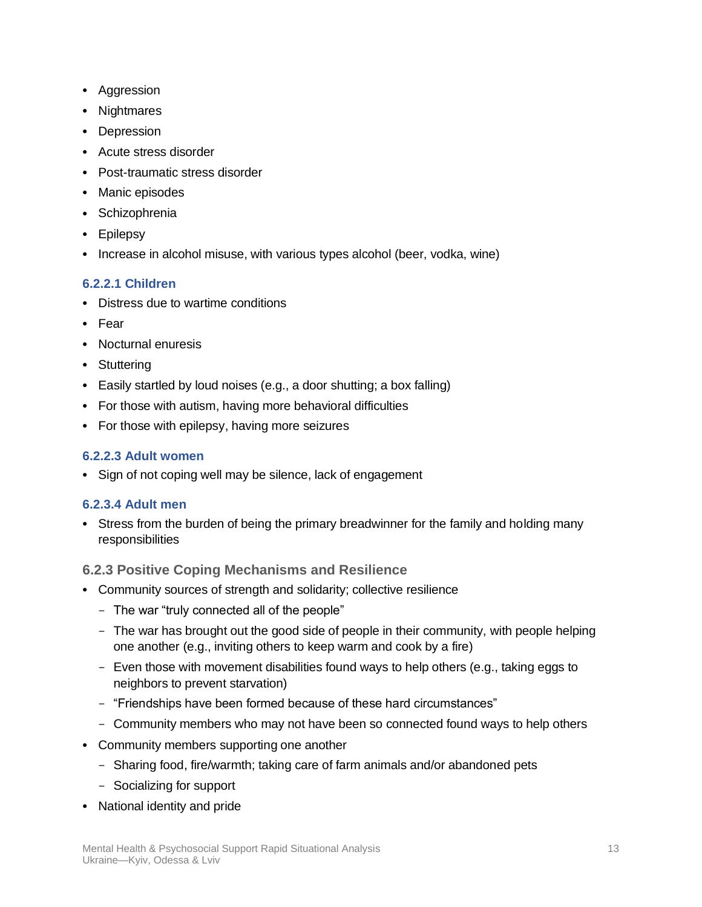- Aggression
- Nightmares
- Depression
- Acute stress disorder
- Post-traumatic stress disorder
- Manic episodes
- Schizophrenia
- Epilepsy
- Increase in alcohol misuse, with various types alcohol (beer, vodka, wine)

#### 6.2.2.1 Children

- Distress due to wartime conditions
- Fear
- Nocturnal enuresis
- Stuttering
- Easily startled by loud noises (e.g., a door shutting; a box falling)
- For those with autism, having more behavioral difficulties
- For those with epilepsy, having more seizures

#### 6.2.2.3 Adult women

- Sign of not coping well may be silence, lack of engagement

#### 6.2.3.4 Adult men

- Stress from the burden of being the primary breadwinner for the family and holding many responsibilities

### 6.2.3 Positive Coping Mechanisms and Resilience

- Community sources of strength and solidarity; collective resilience
  - The war "truly connected all of the people"
  - The war has brought out the good side of people in their community, with people helping one another (e.g., inviting others to keep warm and cook by a fire)
  - Even those with movement disabilities found ways to help others (e.g., taking eggs to neighbors to prevent starvation)
  - "Friendships have been formed because of these hard circumstances"
  - Community members who may not have been so connected found ways to help others
- Community members supporting one another
  - Sharing food, fire/warmth; taking care of farm animals and/or abandoned pets
  - Socializing for support
- National identity and pride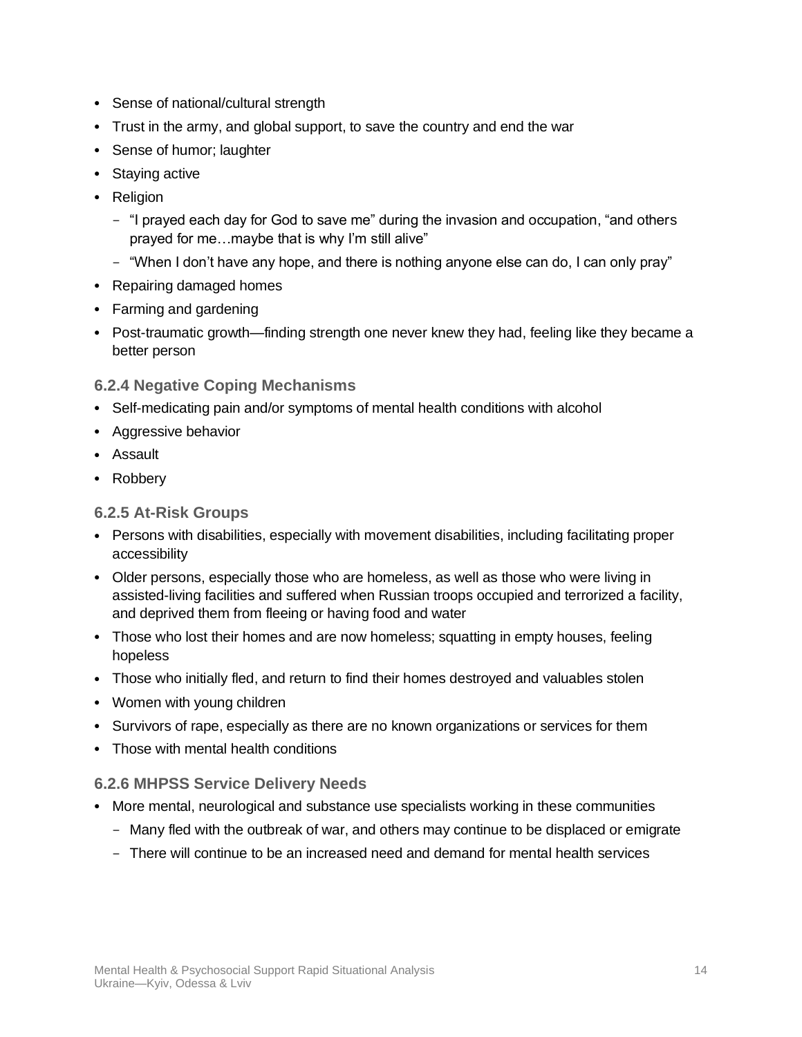- Sense of national/cultural strength
- Trust in the army, and global support, to save the country and end the war
- Sense of humor; laughter
- Staying active
- Religion
  - "I prayed each day for God to save me" during the invasion and occupation, "and others prayed for me…maybe that is why I'm still alive"
  - "When I don't have any hope, and there is nothing anyone else can do, I can only pray"
- Repairing damaged homes
- Farming and gardening
- Post-traumatic growth—finding strength one never knew they had, feeling like they became a better person

### 6.2.4 Negative Coping Mechanisms

- Self-medicating pain and/or symptoms of mental health conditions with alcohol
- Aggressive behavior
- Assault
- Robbery

### 6.2.5 At-Risk Groups

- Persons with disabilities, especially with movement disabilities, including facilitating proper accessibility
- Older persons, especially those who are homeless, as well as those who were living in assisted-living facilities and suffered when Russian troops occupied and terrorized a facility, and deprived them from fleeing or having food and water
- Those who lost their homes and are now homeless; squatting in empty houses, feeling hopeless
- Those who initially fled, and return to find their homes destroyed and valuables stolen
- Women with young children
- Survivors of rape, especially as there are no known organizations or services for them
- Those with mental health conditions

### 6.2.6 MHPSS Service Delivery Needs

- More mental, neurological and substance use specialists working in these communities
  - Many fled with the outbreak of war, and others may continue to be displaced or emigrate
  - There will continue to be an increased need and demand for mental health services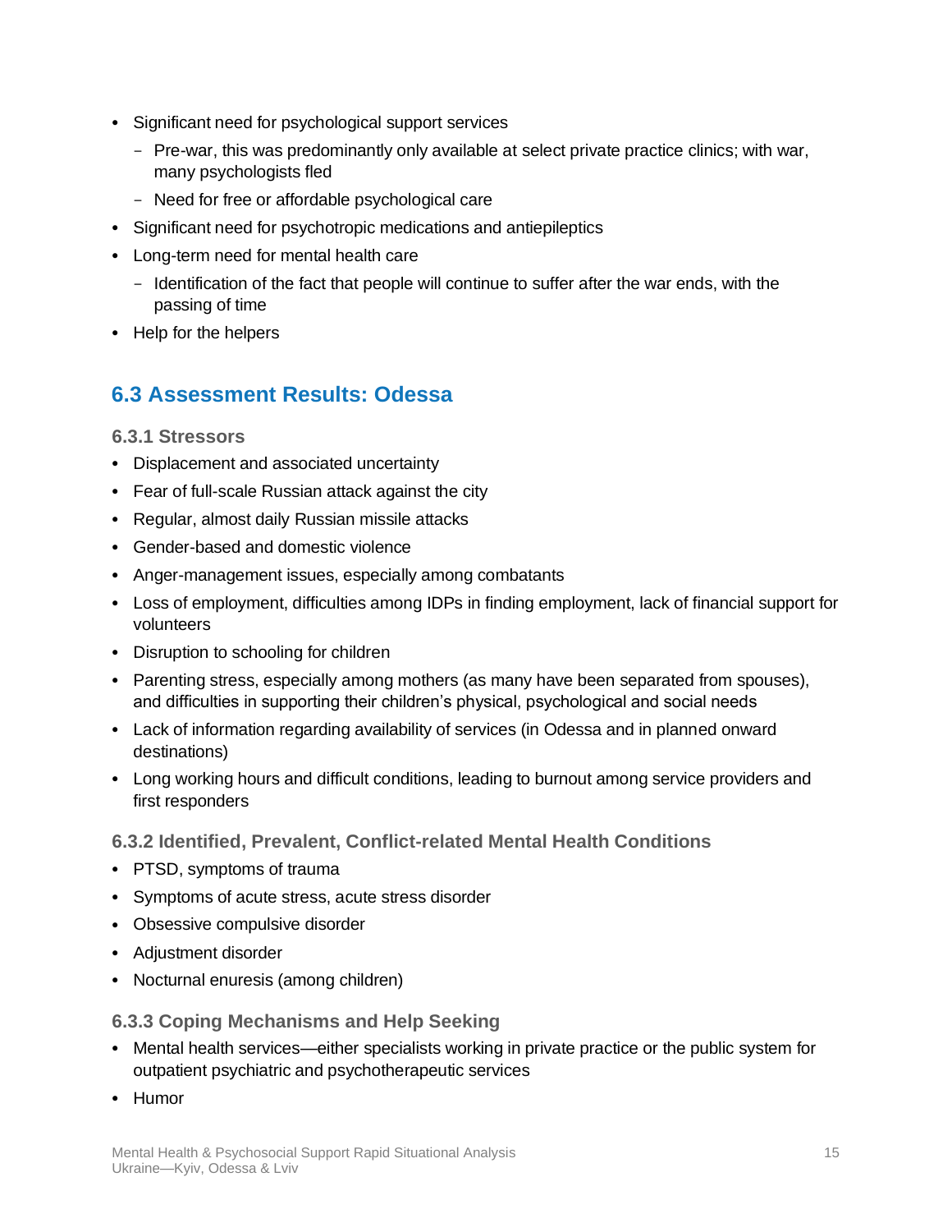- Significant need for psychological support services
  - Pre-war, this was predominantly only available at select private practice clinics; with war, many psychologists fled
  - Need for free or affordable psychological care
- Significant need for psychotropic medications and antiepileptics
- Long-term need for mental health care
  - Identification of the fact that people will continue to suffer after the war ends, with the passing of time
- Help for the helpers

## 6.3 Assessment Results: Odessa

### 6.3.1 Stressors

- Displacement and associated uncertainty
- Fear of full-scale Russian attack against the city
- Regular, almost daily Russian missile attacks
- Gender-based and domestic violence
- Anger-management issues, especially among combatants
- Loss of employment, difficulties among IDPs in finding employment, lack of financial support for volunteers
- Disruption to schooling for children
- Parenting stress, especially among mothers (as many have been separated from spouses), and difficulties in supporting their children's physical, psychological and social needs
- Lack of information regarding availability of services (in Odessa and in planned onward destinations)
- Long working hours and difficult conditions, leading to burnout among service providers and first responders

### 6.3.2 Identified, Prevalent, Conflict-related Mental Health Conditions

- PTSD, symptoms of trauma
- Symptoms of acute stress, acute stress disorder
- Obsessive compulsive disorder
- Adjustment disorder
- Nocturnal enuresis (among children)

### 6.3.3 Coping Mechanisms and Help Seeking

- Mental health services—either specialists working in private practice or the public system for outpatient psychiatric and psychotherapeutic services
- Humor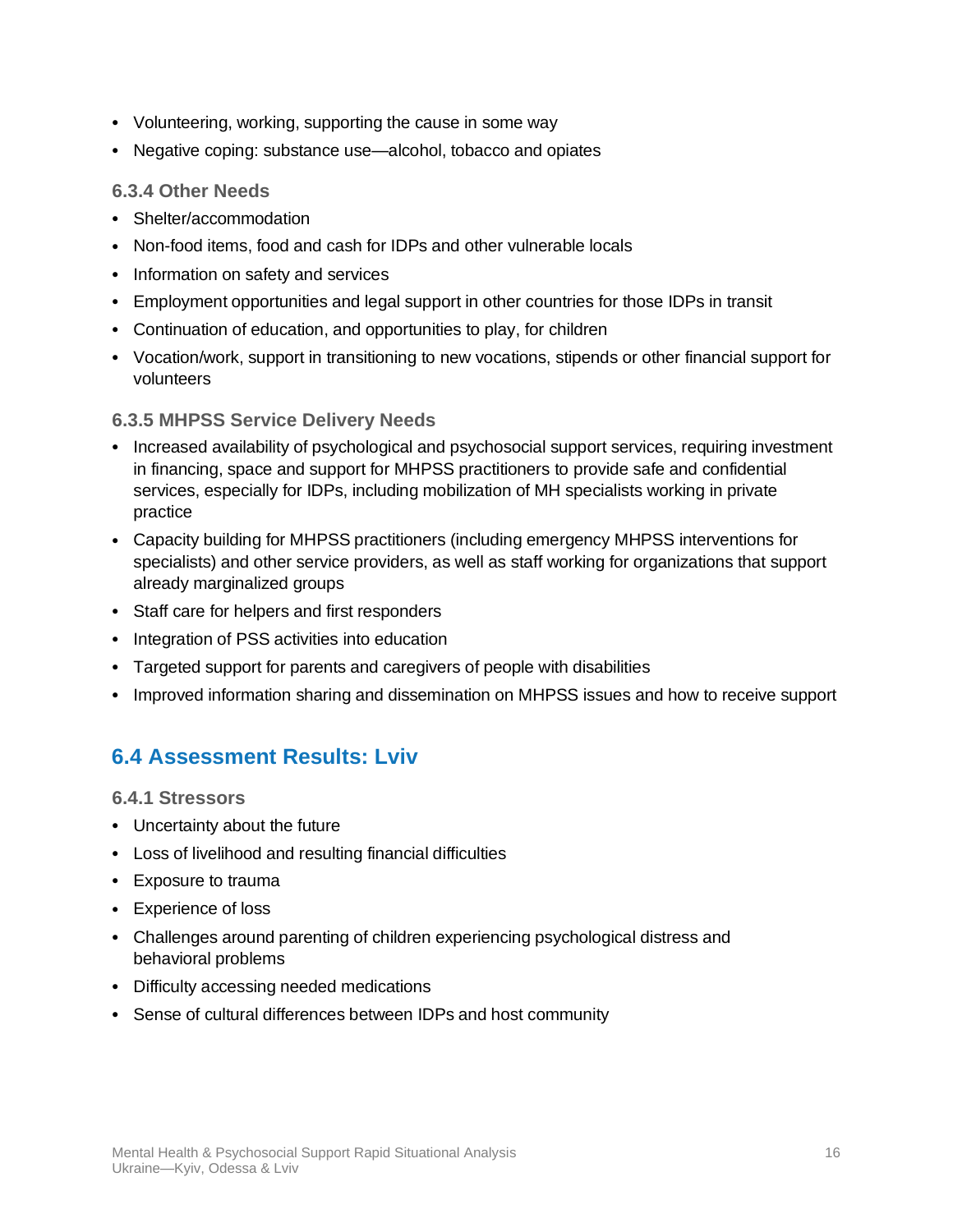- Volunteering, working, supporting the cause in some way
- Negative coping: substance use—alcohol, tobacco and opiates

### 6.3.4 Other Needs

- Shelter/accommodation
- Non-food items, food and cash for IDPs and other vulnerable locals
- Information on safety and services
- Employment opportunities and legal support in other countries for those IDPs in transit
- Continuation of education, and opportunities to play, for children
- Vocation/work, support in transitioning to new vocations, stipends or other financial support for volunteers

### 6.3.5 MHPSS Service Delivery Needs

- Increased availability of psychological and psychosocial support services, requiring investment in financing, space and support for MHPSS practitioners to provide safe and confidential services, especially for IDPs, including mobilization of MH specialists working in private practice
- Capacity building for MHPSS practitioners (including emergency MHPSS interventions for specialists) and other service providers, as well as staff working for organizations that support already marginalized groups
- Staff care for helpers and first responders
- Integration of PSS activities into education
- Targeted support for parents and caregivers of people with disabilities
- Improved information sharing and dissemination on MHPSS issues and how to receive support

## 6.4 Assessment Results: Lviv

### 6.4.1 Stressors

- Uncertainty about the future
- Loss of livelihood and resulting financial difficulties
- Exposure to trauma
- Experience of loss
- Challenges around parenting of children experiencing psychological distress and behavioral problems
- Difficulty accessing needed medications
- Sense of cultural differences between IDPs and host community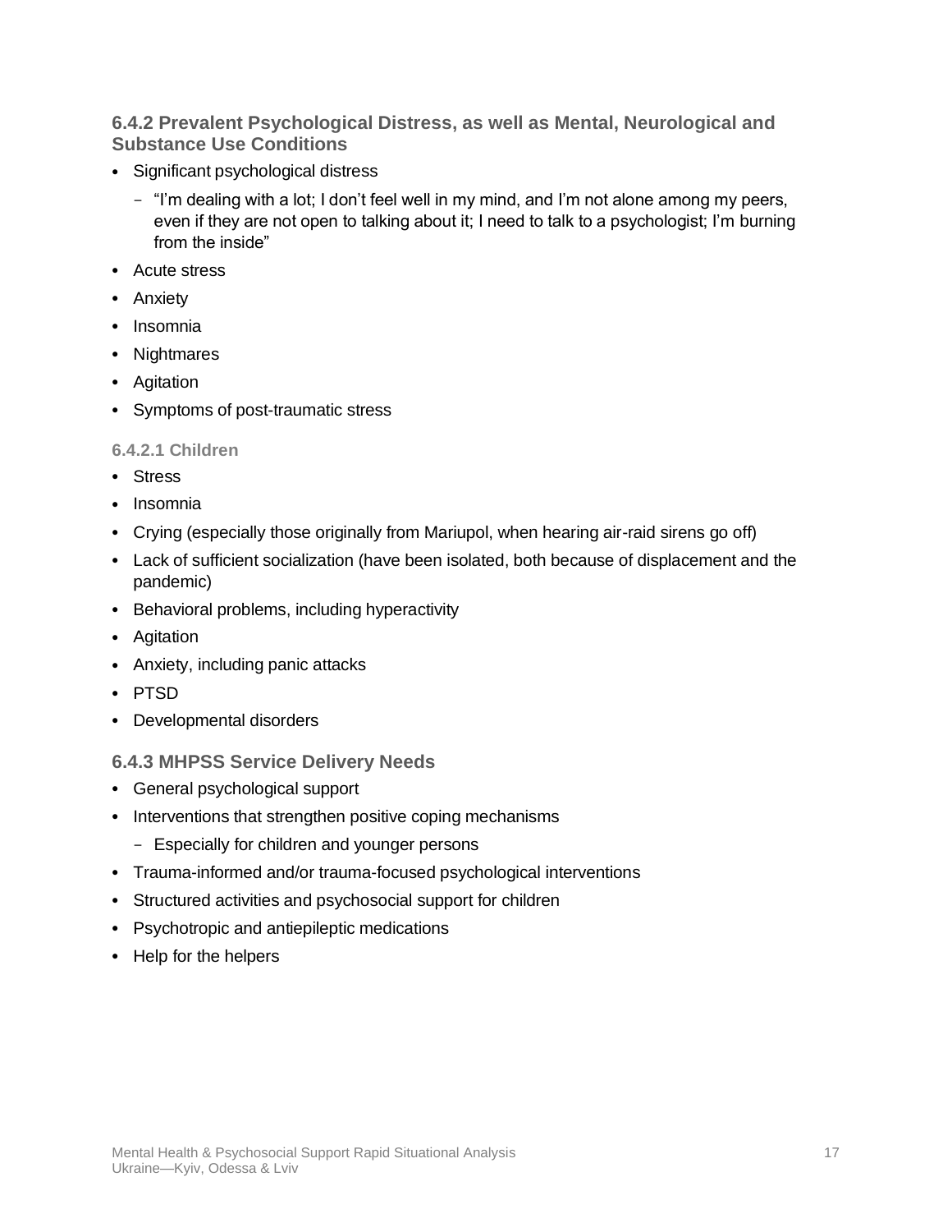### 6.4.2 Prevalent Psychological Distress, as well as Mental, Neurological and Substance Use Conditions

- Significant psychological distress
  - "I'm dealing with a lot; I don't feel well in my mind, and I'm not alone among my peers, even if they are not open to talking about it; I need to talk to a psychologist; I'm burning from the inside"
- Acute stress
- Anxiety
- Insomnia
- Nightmares
- Agitation
- Symptoms of post-traumatic stress

#### 6.4.2.1 Children

- Stress
- Insomnia
- Crying (especially those originally from Mariupol, when hearing air-raid sirens go off)
- Lack of sufficient socialization (have been isolated, both because of displacement and the pandemic)
- Behavioral problems, including hyperactivity
- Agitation
- Anxiety, including panic attacks
- PTSD
- Developmental disorders

### 6.4.3 MHPSS Service Delivery Needs

- General psychological support
- Interventions that strengthen positive coping mechanisms
  - Especially for children and younger persons
- Trauma-informed and/or trauma-focused psychological interventions
- Structured activities and psychosocial support for children
- Psychotropic and antiepileptic medications
- Help for the helpers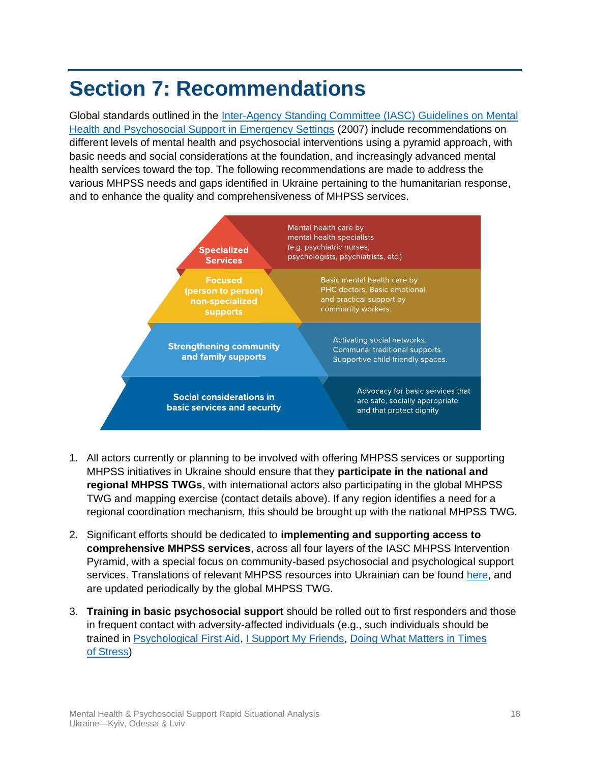# Section 7: Recommendations

Global standards outlined in the Inter-Agency Standing Committee (IASC) Guidelines on Mental Health and Psychosocial Support in Emergency Settings (2007) include recommendations on different levels of mental health and psychosocial interventions using a pyramid approach, with basic needs and social considerations at the foundation, and increasingly advanced mental health services toward the top. The following recommendations are made to address the various MHPSS needs and gaps identified in Ukraine pertaining to the humanitarian response, and to enhance the quality and comprehensiveness of MHPSS services.

| Level | Description |
| --- | --- |
| Specialized Services | Mental health care by mental health specialists (e.g. psychiatric nurses, psychologists, psychiatrists, etc.) |
| Focused (person to person) non-specialized supports | Basic mental health care by PHC doctors. Basic emotional and practical support by community workers. |
| Strengthening community and family supports | Activating social networks. Communal traditional supports. Supportive child-friendly spaces. |
| Social considerations in basic services and security | Advocacy for basic services that are safe, socially appropriate and that protect dignity |

1. All actors currently or planning to be involved with offering MHPSS services or supporting MHPSS initiatives in Ukraine should ensure that they **participate in the national and regional MHPSS TWGs**, with international actors also participating in the global MHPSS TWG and mapping exercise (contact details above). If any region identifies a need for a regional coordination mechanism, this should be brought up with the national MHPSS TWG.

2. Significant efforts should be dedicated to **implementing and supporting access to comprehensive MHPSS services**, across all four layers of the IASC MHPSS Intervention Pyramid, with a special focus on community-based psychosocial and psychological support services. Translations of relevant MHPSS resources into Ukrainian can be found here, and are updated periodically by the global MHPSS TWG.

3. **Training in basic psychosocial support** should be rolled out to first responders and those in frequent contact with adversity-affected individuals (e.g., such individuals should be trained in Psychological First Aid, I Support My Friends, Doing What Matters in Times of Stress)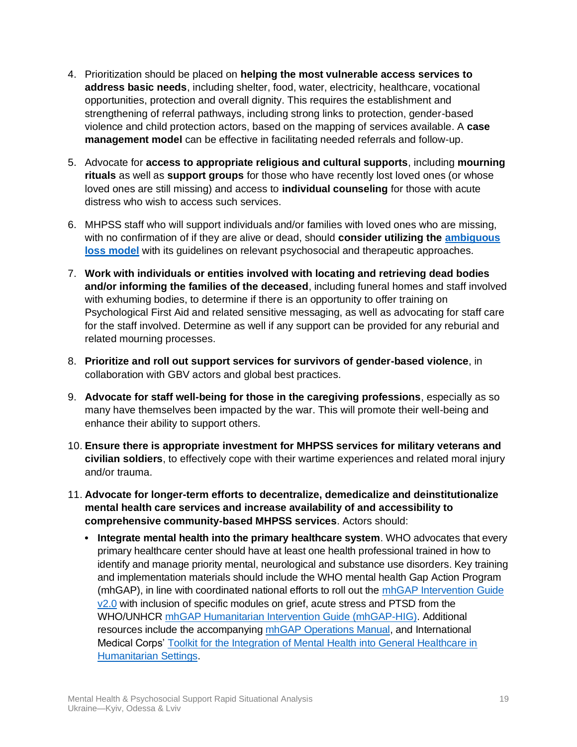4. Prioritization should be placed on **helping the most vulnerable access services to address basic needs**, including shelter, food, water, electricity, healthcare, vocational opportunities, protection and overall dignity. This requires the establishment and strengthening of referral pathways, including strong links to protection, gender-based violence and child protection actors, based on the mapping of services available. A **case management model** can be effective in facilitating needed referrals and follow-up.

5. Advocate for **access to appropriate religious and cultural supports**, including **mourning rituals** as well as **support groups** for those who have recently lost loved ones (or whose loved ones are still missing) and access to **individual counseling** for those with acute distress who wish to access such services.

6. MHPSS staff who will support individuals and/or families with loved ones who are missing, with no confirmation of if they are alive or dead, should **consider utilizing the ambiguous loss model** with its guidelines on relevant psychosocial and therapeutic approaches.

7. **Work with individuals or entities involved with locating and retrieving dead bodies and/or informing the families of the deceased**, including funeral homes and staff involved with exhuming bodies, to determine if there is an opportunity to offer training on Psychological First Aid and related sensitive messaging, as well as advocating for staff care for the staff involved. Determine as well if any support can be provided for any reburial and related mourning processes.

8. **Prioritize and roll out support services for survivors of gender-based violence**, in collaboration with GBV actors and global best practices.

9. **Advocate for staff well-being for those in the caregiving professions**, especially as so many have themselves been impacted by the war. This will promote their well-being and enhance their ability to support others.

10. **Ensure there is appropriate investment for MHPSS services for military veterans and civilian soldiers**, to effectively cope with their wartime experiences and related moral injury and/or trauma.

11. **Advocate for longer-term efforts to decentralize, demedicalize and deinstitutionalize mental health care services and increase availability of and accessibility to comprehensive community-based MHPSS services**. Actors should:

    - **Integrate mental health into the primary healthcare system**. WHO advocates that every primary healthcare center should have at least one health professional trained in how to identify and manage priority mental, neurological and substance use disorders. Key training and implementation materials should include the WHO mental health Gap Action Program (mhGAP), in line with coordinated national efforts to roll out the mhGAP Intervention Guide v2.0 with inclusion of specific modules on grief, acute stress and PTSD from the WHO/UNHCR mhGAP Humanitarian Intervention Guide (mhGAP-HIG). Additional resources include the accompanying mhGAP Operations Manual, and International Medical Corps' Toolkit for the Integration of Mental Health into General Healthcare in Humanitarian Settings.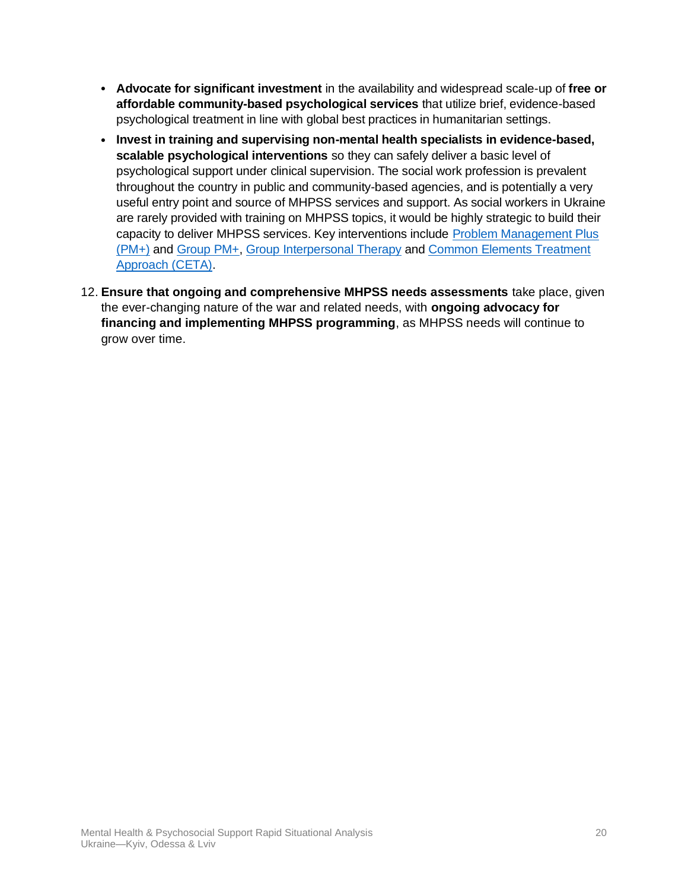- **Advocate for significant investment** in the availability and widespread scale-up of **free or affordable community-based psychological services** that utilize brief, evidence-based psychological treatment in line with global best practices in humanitarian settings.
- **Invest in training and supervising non-mental health specialists in evidence-based, scalable psychological interventions** so they can safely deliver a basic level of psychological support under clinical supervision. The social work profession is prevalent throughout the country in public and community-based agencies, and is potentially a very useful entry point and source of MHPSS services and support. As social workers in Ukraine are rarely provided with training on MHPSS topics, it would be highly strategic to build their capacity to deliver MHPSS services. Key interventions include Problem Management Plus (PM+) and Group PM+, Group Interpersonal Therapy and Common Elements Treatment Approach (CETA).

12. **Ensure that ongoing and comprehensive MHPSS needs assessments** take place, given the ever-changing nature of the war and related needs, with **ongoing advocacy for financing and implementing MHPSS programming**, as MHPSS needs will continue to grow over time.